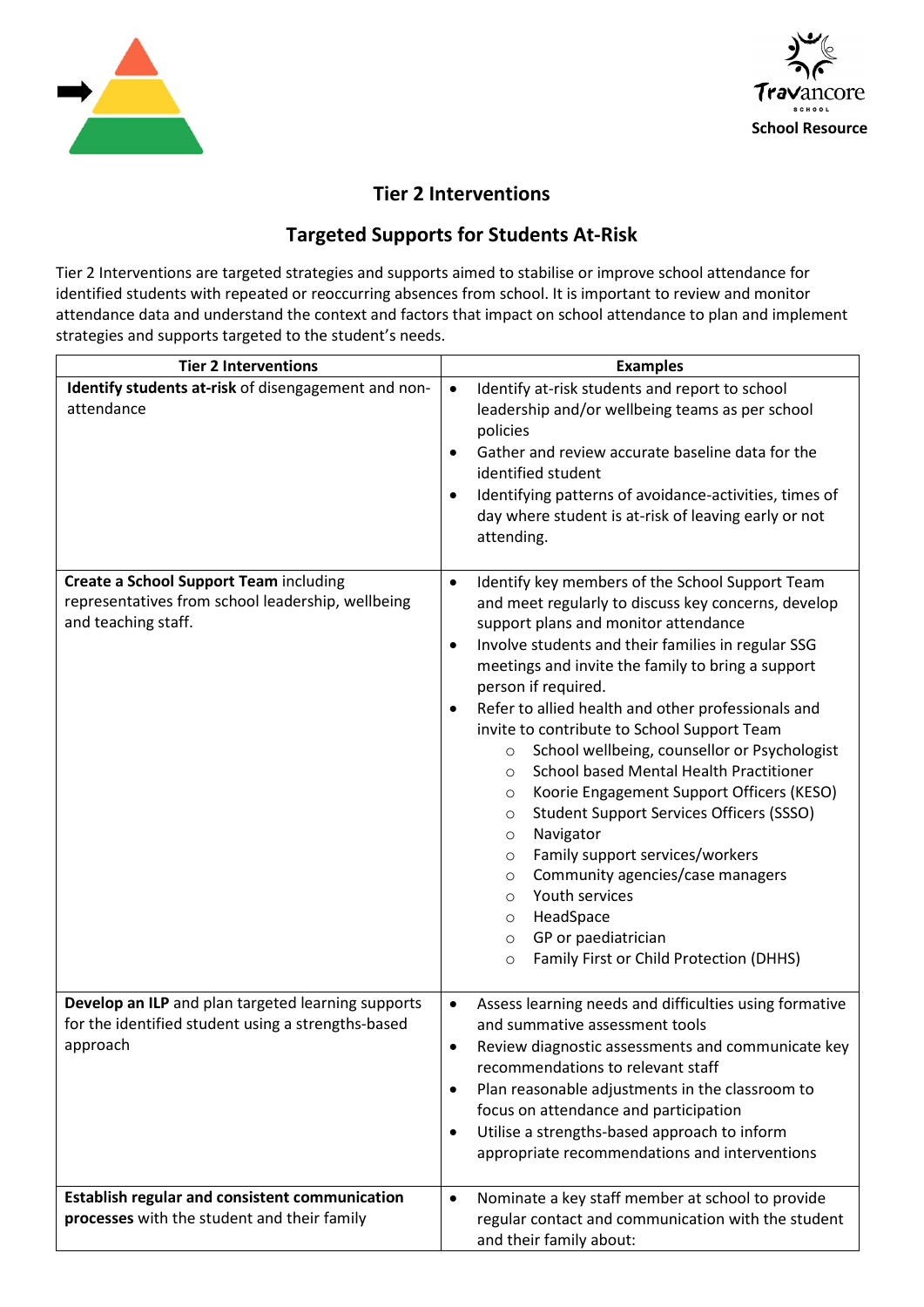Travancore School

School Resource

## Tier 2 Interventions

## Targeted Supports for Students At-Risk

Tier 2 Interventions are targeted strategies and supports aimed to stabilise or improve school attendance for identified students with repeated or reoccurring absences from school. It is important to review and monitor attendance data and understand the context and factors that impact on school attendance to plan and implement strategies and supports targeted to the student's needs.

| Tier 2 Interventions | Examples |
|---|---|
| **Identify students at-risk** of disengagement and non-attendance | • Identify at-risk students and report to school leadership and/or wellbeing teams as per school policies<br>• Gather and review accurate baseline data for the identified student<br>• Identifying patterns of avoidance-activities, times of day where student is at-risk of leaving early or not attending. |
| **Create a School Support Team** including representatives from school leadership, wellbeing and teaching staff. | • Identify key members of the School Support Team and meet regularly to discuss key concerns, develop support plans and monitor attendance<br>• Involve students and their families in regular SSG meetings and invite the family to bring a support person if required.<br>• Refer to allied health and other professionals and invite to contribute to School Support Team<br>&nbsp;&nbsp;&nbsp;&nbsp;○ School wellbeing, counsellor or Psychologist<br>&nbsp;&nbsp;&nbsp;&nbsp;○ School based Mental Health Practitioner<br>&nbsp;&nbsp;&nbsp;&nbsp;○ Koorie Engagement Support Officers (KESO)<br>&nbsp;&nbsp;&nbsp;&nbsp;○ Student Support Services Officers (SSSO)<br>&nbsp;&nbsp;&nbsp;&nbsp;○ Navigator<br>&nbsp;&nbsp;&nbsp;&nbsp;○ Family support services/workers<br>&nbsp;&nbsp;&nbsp;&nbsp;○ Community agencies/case managers<br>&nbsp;&nbsp;&nbsp;&nbsp;○ Youth services<br>&nbsp;&nbsp;&nbsp;&nbsp;○ HeadSpace<br>&nbsp;&nbsp;&nbsp;&nbsp;○ GP or paediatrician<br>&nbsp;&nbsp;&nbsp;&nbsp;○ Family First or Child Protection (DHHS) |
| **Develop an ILP** and plan targeted learning supports for the identified student using a strengths-based approach | • Assess learning needs and difficulties using formative and summative assessment tools<br>• Review diagnostic assessments and communicate key recommendations to relevant staff<br>• Plan reasonable adjustments in the classroom to focus on attendance and participation<br>• Utilise a strengths-based approach to inform appropriate recommendations and interventions |
| **Establish regular and consistent communication processes** with the student and their family | • Nominate a key staff member at school to provide regular contact and communication with the student and their family about: |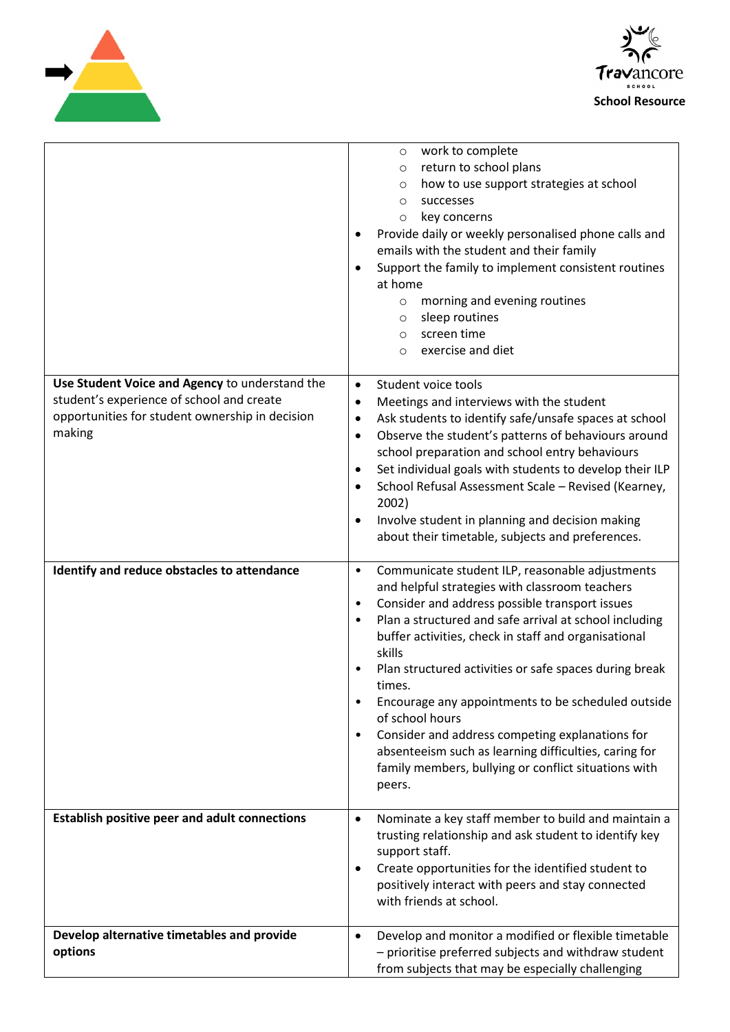| | |
|---|---|
| | <ul><li>work to complete</li><li>return to school plans</li><li>how to use support strategies at school</li><li>successes</li><li>key concerns</li></ul>• Provide daily or weekly personalised phone calls and emails with the student and their family<br>• Support the family to implement consistent routines at home<ul><li>morning and evening routines</li><li>sleep routines</li><li>screen time</li><li>exercise and diet</li></ul> |
| **Use Student Voice and Agency** to understand the student's experience of school and create opportunities for student ownership in decision making | • Student voice tools<br>• Meetings and interviews with the student<br>• Ask students to identify safe/unsafe spaces at school<br>• Observe the student's patterns of behaviours around school preparation and school entry behaviours<br>• Set individual goals with students to develop their ILP<br>• School Refusal Assessment Scale – Revised (Kearney, 2002)<br>• Involve student in planning and decision making about their timetable, subjects and preferences. |
| **Identify and reduce obstacles to attendance** | • Communicate student ILP, reasonable adjustments and helpful strategies with classroom teachers<br>• Consider and address possible transport issues<br>• Plan a structured and safe arrival at school including buffer activities, check in staff and organisational skills<br>• Plan structured activities or safe spaces during break times.<br>• Encourage any appointments to be scheduled outside of school hours<br>• Consider and address competing explanations for absenteeism such as learning difficulties, caring for family members, bullying or conflict situations with peers. |
| **Establish positive peer and adult connections** | • Nominate a key staff member to build and maintain a trusting relationship and ask student to identify key support staff.<br>• Create opportunities for the identified student to positively interact with peers and stay connected with friends at school. |
| **Develop alternative timetables and provide options** | • Develop and monitor a modified or flexible timetable – prioritise preferred subjects and withdraw student from subjects that may be especially challenging |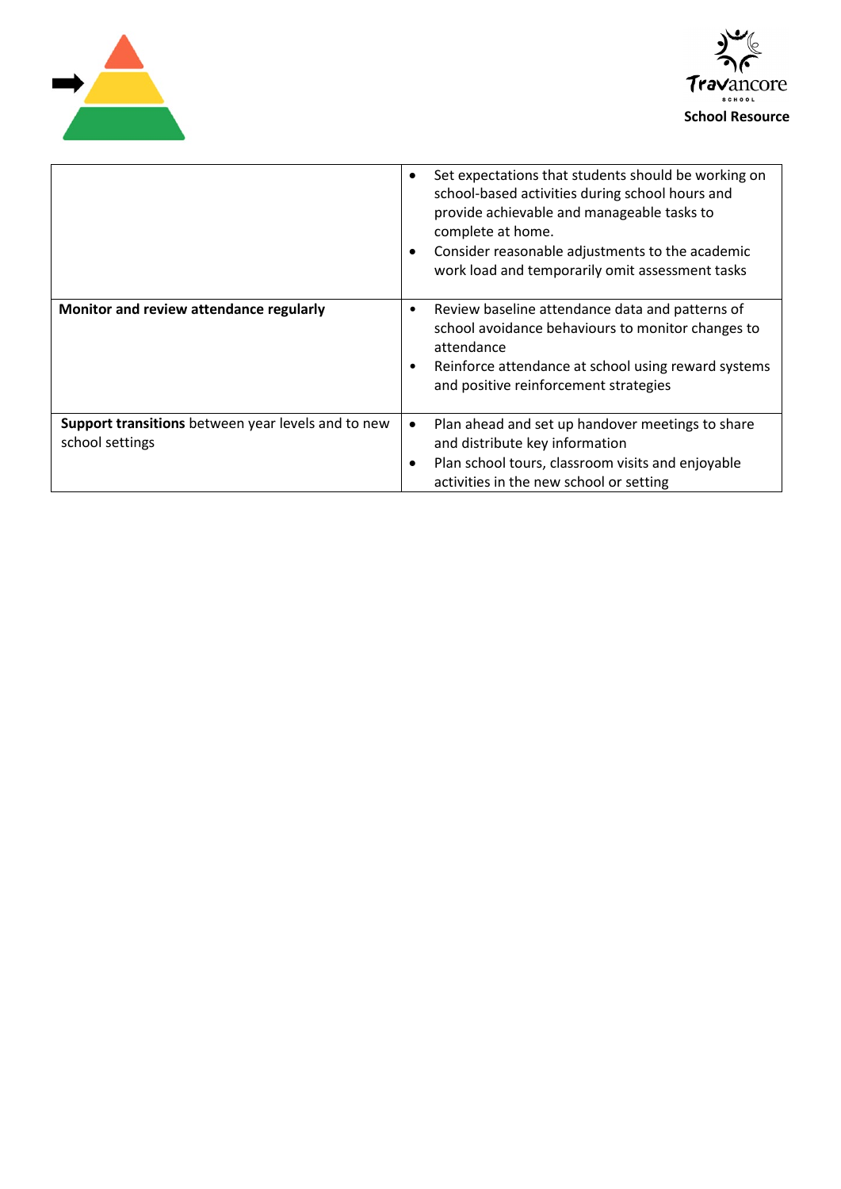| | |
|---|---|
| | • Set expectations that students should be working on school-based activities during school hours and provide achievable and manageable tasks to complete at home.<br>• Consider reasonable adjustments to the academic work load and temporarily omit assessment tasks |
| **Monitor and review attendance regularly** | • Review baseline attendance data and patterns of school avoidance behaviours to monitor changes to attendance<br>• Reinforce attendance at school using reward systems and positive reinforcement strategies |
| **Support transitions** between year levels and to new school settings | • Plan ahead and set up handover meetings to share and distribute key information<br>• Plan school tours, classroom visits and enjoyable activities in the new school or setting |